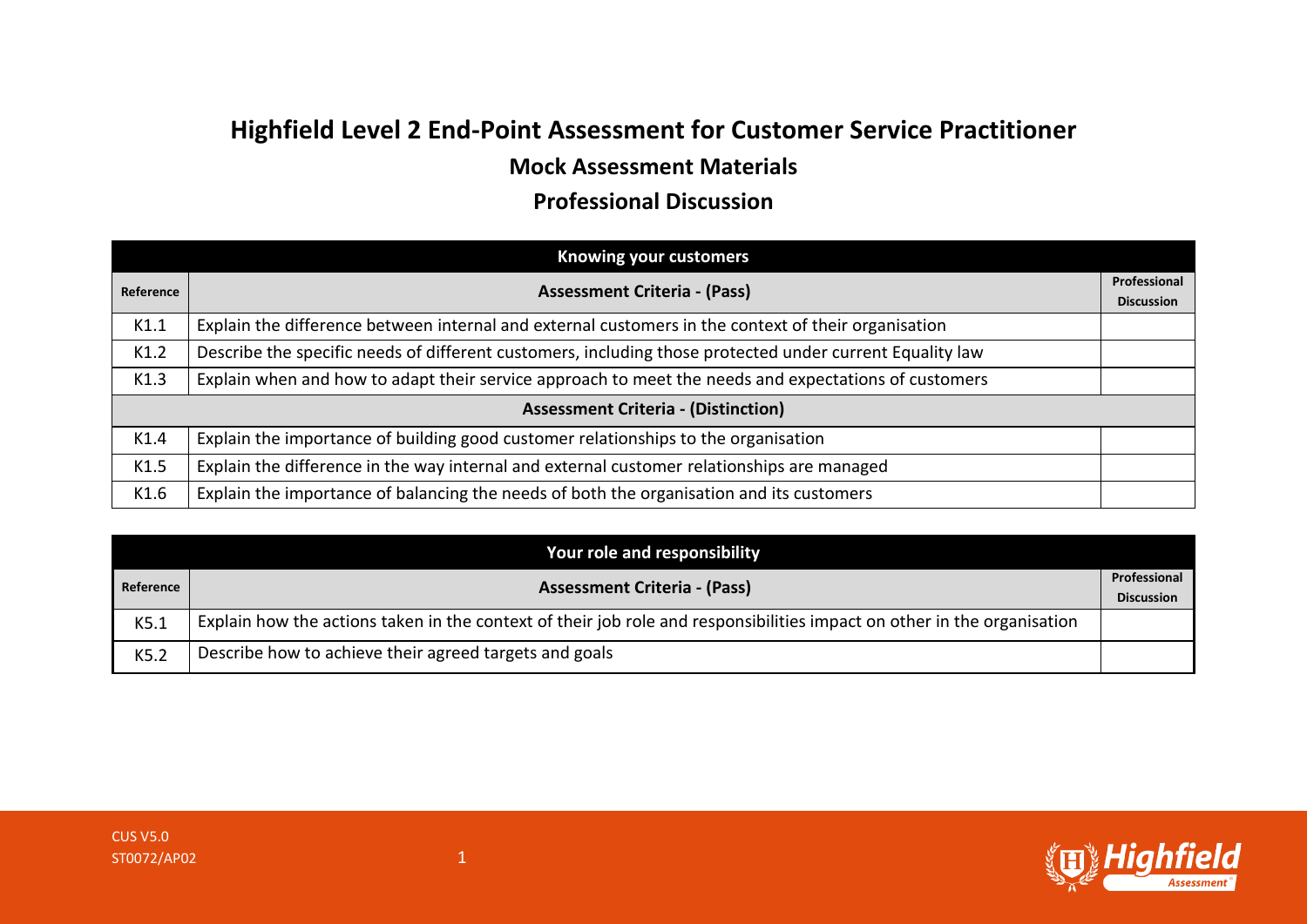# Highfield Level 2 End-Point Assessment for Customer Service Practitioner

## Mock Assessment Materials

## Professional Discussion

| Knowing your customers | | |
|---|---|---|
| **Reference** | **Assessment Criteria - (Pass)** | **Professional Discussion** |
| K1.1 | Explain the difference between internal and external customers in the context of their organisation | |
| K1.2 | Describe the specific needs of different customers, including those protected under current Equality law | |
| K1.3 | Explain when and how to adapt their service approach to meet the needs and expectations of customers | |
| | **Assessment Criteria - (Distinction)** | |
| K1.4 | Explain the importance of building good customer relationships to the organisation | |
| K1.5 | Explain the difference in the way internal and external customer relationships are managed | |
| K1.6 | Explain the importance of balancing the needs of both the organisation and its customers | |

| Your role and responsibility | | |
|---|---|---|
| **Reference** | **Assessment Criteria - (Pass)** | **Professional Discussion** |
| K5.1 | Explain how the actions taken in the context of their job role and responsibilities impact on other in the organisation | |
| K5.2 | Describe how to achieve their agreed targets and goals | |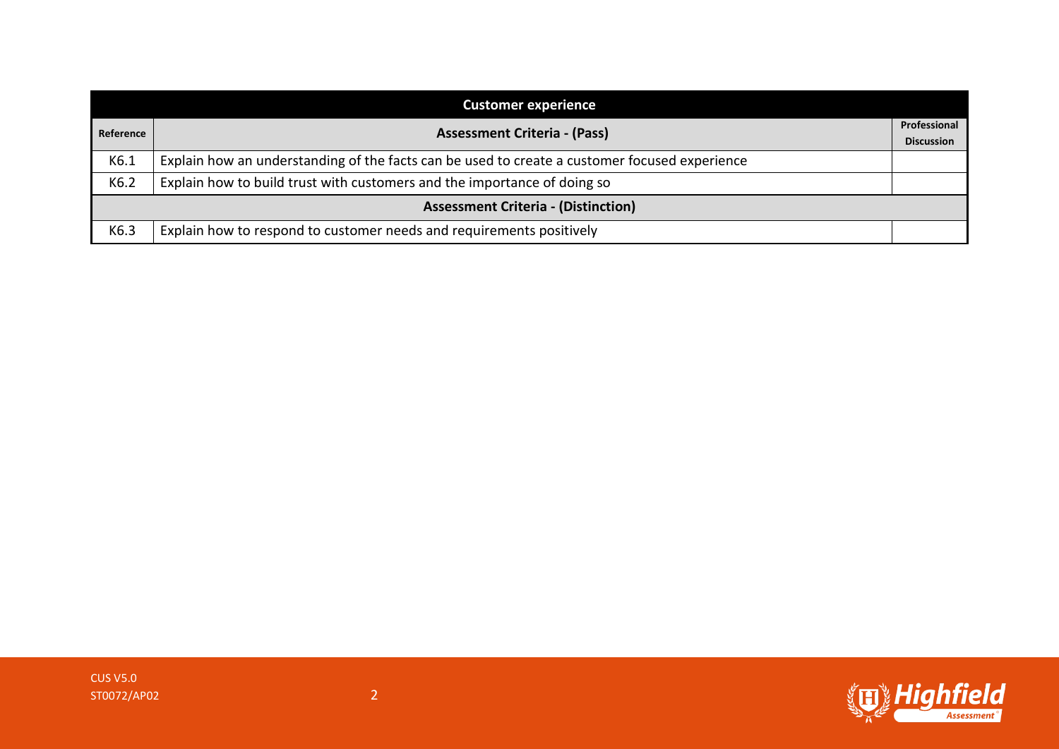| Customer experience | | |
|---|---|---|
| **Reference** | **Assessment Criteria - (Pass)** | **Professional Discussion** |
| K6.1 | Explain how an understanding of the facts can be used to create a customer focused experience | |
| K6.2 | Explain how to build trust with customers and the importance of doing so | |
| | **Assessment Criteria - (Distinction)** | |
| K6.3 | Explain how to respond to customer needs and requirements positively | |